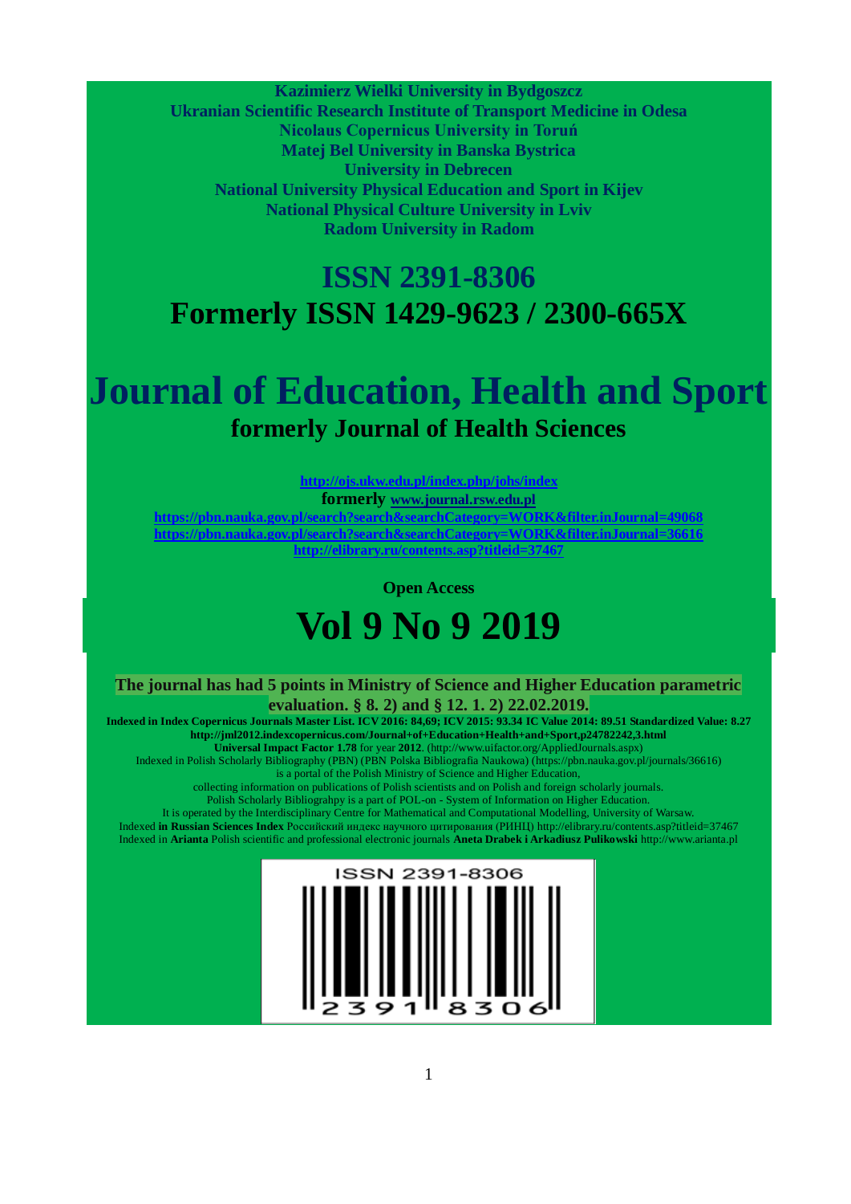**Kazimierz Wielki University in Bydgoszcz**
**Ukranian Scientific Research Institute of Transport Medicine in Odesa**
**Nicolaus Copernicus University in Toruń**
**Matej Bel University in Banska Bystrica**
**University in Debrecen**
**National University Physical Education and Sport in Kijev**
**National Physical Culture University in Lviv**
**Radom University in Radom**

## ISSN 2391-8306

## Formerly ISSN 1429-9623 / 2300-665X

# Journal of Education, Health and Sport

## formerly Journal of Health Sciences

http://ojs.ukw.edu.pl/index.php/johs/index

**formerly** www.journal.rsw.edu.pl

https://pbn.nauka.gov.pl/search?searchCategory=WORK&filter.inJournal=49068

https://pbn.nauka.gov.pl/search?searchCategory=WORK&filter.inJournal=36616

http://elibrary.ru/contents.asp?titleid=37467

**Open Access**

# Vol 9 No 9 2019

**The journal has had 5 points in Ministry of Science and Higher Education parametric evaluation. § 8. 2) and § 12. 1. 2) 22.02.2019.**

**Indexed in Index Copernicus Journals Master List. ICV 2016: 84,69; ICV 2015: 93.34 IC Value 2014: 89.51 Standardized Value: 8.27**
**http://jml2012.indexcopernicus.com/Journal+of+Education+Health+and+Sport,p24782242,3.html**
**Universal Impact Factor 1.78** for year **2012**. (http://www.uifactor.org/AppliedJournals.aspx)
Indexed in Polish Scholarly Bibliography (PBN) (PBN Polska Bibliografia Naukowa) (https://pbn.nauka.gov.pl/journals/36616)
is a portal of the Polish Ministry of Science and Higher Education,
collecting information on publications of Polish scientists and on Polish and foreign scholarly journals.
Polish Scholarly Bibliograhpy is a part of POL-on - System of Information on Higher Education.
It is operated by the Interdisciplinary Centre for Mathematical and Computational Modelling, University of Warsaw.
Indexed **in Russian Sciences Index** Российский индекс научного цитирования (РИНЦ) http://elibrary.ru/contents.asp?titleid=37467
Indexed in **Arianta** Polish scientific and professional electronic journals **Aneta Drabek i Arkadiusz Pulikowski** http://www.arianta.pl

ISSN 2391-8306

2391 8306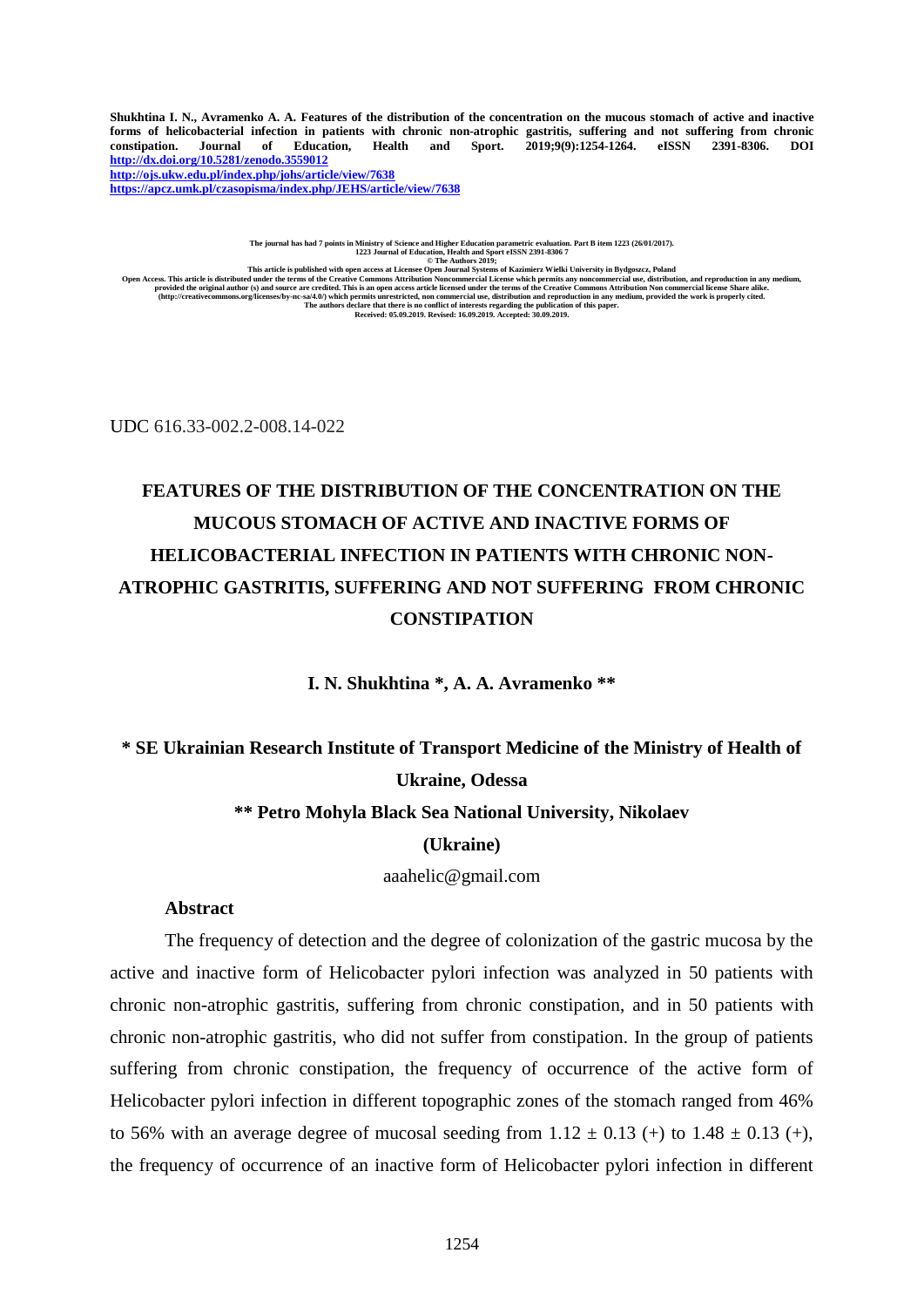Shukhtina I. N., Avramenko A. A. Features of the distribution of the concentration on the mucous stomach of active and inactive forms of helicobacterial infection in patients with chronic non-atrophic gastritis, suffering and not suffering from chronic constipation. Journal of Education, Health and Sport. 2019;9(9):1254-1264. eISSN 2391-8306. DOI http://dx.doi.org/10.5281/zenodo.3559012
http://ojs.ukw.edu.pl/index.php/johs/article/view/7638
https://apcz.umk.pl/czasopisma/index.php/JEHS/article/view/7638

The journal has had 7 points in Ministry of Science and Higher Education parametric evaluation. Part B item 1223 (26/01/2017).
1223 Journal of Education, Health and Sport eISSN 2391-8306 7
© The Authors 2019;
This article is published with open access at Licensee Open Journal Systems of Kazimierz Wielki University in Bydgoszcz, Poland
Open Access. This article is distributed under the terms of the Creative Commons Attribution Noncommercial License which permits any noncommercial use, distribution, and reproduction in any medium, provided the original author (s) and source are credited. This is an open access article licensed under the terms of the Creative Commons Attribution Non commercial license Share alike. (http://creativecommons.org/licenses/by-nc-sa/4.0/) which permits unrestricted, non commercial use, distribution and reproduction in any medium, provided the work is properly cited.
The authors declare that there is no conflict of interests regarding the publication of this paper.
Received: 05.09.2019. Revised: 16.09.2019. Accepted: 30.09.2019.

UDC 616.33-002.2-008.14-022

# FEATURES OF THE DISTRIBUTION OF THE CONCENTRATION ON THE MUCOUS STOMACH OF ACTIVE AND INACTIVE FORMS OF HELICOBACTERIAL INFECTION IN PATIENTS WITH CHRONIC NON-ATROPHIC GASTRITIS, SUFFERING AND NOT SUFFERING FROM CHRONIC CONSTIPATION

**I. N. Shukhtina \*, A. A. Avramenko \*\***

**\* SE Ukrainian Research Institute of Transport Medicine of the Ministry of Health of Ukraine, Odessa**

**\*\* Petro Mohyla Black Sea National University, Nikolaev**

**(Ukraine)**

aaahelic@gmail.com

## Abstract

The frequency of detection and the degree of colonization of the gastric mucosa by the active and inactive form of Helicobacter pylori infection was analyzed in 50 patients with chronic non-atrophic gastritis, suffering from chronic constipation, and in 50 patients with chronic non-atrophic gastritis, who did not suffer from constipation. In the group of patients suffering from chronic constipation, the frequency of occurrence of the active form of Helicobacter pylori infection in different topographic zones of the stomach ranged from 46% to 56% with an average degree of mucosal seeding from $1.12 \pm 0.13$ (+) to $1.48 \pm 0.13$ (+), the frequency of occurrence of an inactive form of Helicobacter pylori infection in different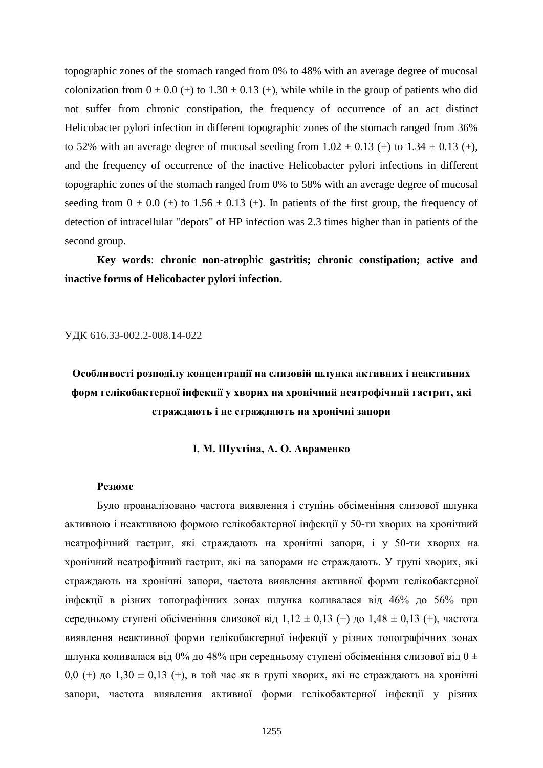topographic zones of the stomach ranged from 0% to 48% with an average degree of mucosal colonization from 0 ± 0.0 (+) to 1.30 ± 0.13 (+), while while in the group of patients who did not suffer from chronic constipation, the frequency of occurrence of an act distinct Helicobacter pylori infection in different topographic zones of the stomach ranged from 36% to 52% with an average degree of mucosal seeding from 1.02 ± 0.13 (+) to 1.34 ± 0.13 (+), and the frequency of occurrence of the inactive Helicobacter pylori infections in different topographic zones of the stomach ranged from 0% to 58% with an average degree of mucosal seeding from 0 ± 0.0 (+) to 1.56 ± 0.13 (+). In patients of the first group, the frequency of detection of intracellular "depots" of HP infection was 2.3 times higher than in patients of the second group.

**Key words**: **chronic non-atrophic gastritis; chronic constipation; active and inactive forms of Helicobacter pylori infection.**

УДК 616.33-002.2-008.14-022

## Особливості розподілу концентрації на слизовій шлунка активних і неактивних форм гелікобактерної інфекції у хворих на хронічний неатрофічний гастрит, які страждають і не страждають на хронічні запори

**І. М. Шухтіна, А. О. Авраменко**

**Резюме**

Було проаналізовано частота виявлення і ступінь обсіменіння слизової шлунка активною і неактивною формою гелікобактерної інфекції у 50-ти хворих на хронічний неатрофічний гастрит, які страждають на хронічні запори, і у 50-ти хворих на хронічний неатрофічний гастрит, які на запорами не страждають. У групі хворих, які страждають на хронічні запори, частота виявлення активної форми гелікобактерної інфекції в різних топографічних зонах шлунка коливалася від 46% до 56% при середньому ступені обсіменіння слизової від 1,12 ± 0,13 (+) до 1,48 ± 0,13 (+), частота виявлення неактивної форми гелікобактерної інфекції у різних топографічних зонах шлунка коливалася від 0% до 48% при середньому ступені обсіменіння слизової від 0 ± 0,0 (+) до 1,30 ± 0,13 (+), в той час як в групі хворих, які не страждають на хронічні запори, частота виявлення активної форми гелікобактерної інфекції у різних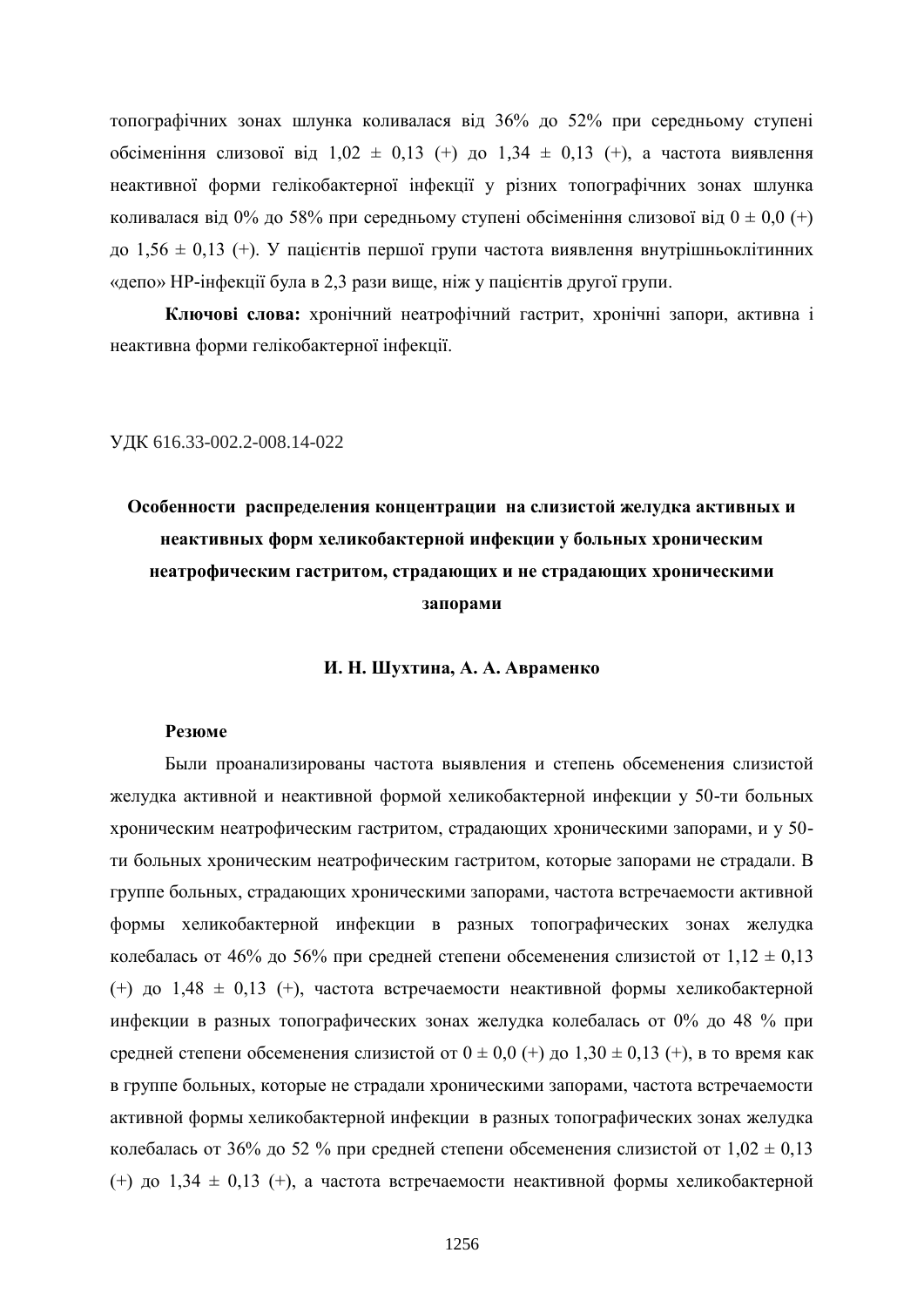топографічних зонах шлунка коливалася від 36% до 52% при середньому ступені обсіменіння слизової від 1,02 ± 0,13 (+) до 1,34 ± 0,13 (+), а частота виявлення неактивної форми гелікобактерної інфекції у різних топографічних зонах шлунка коливалася від 0% до 58% при середньому ступені обсіменіння слизової від 0 ± 0,0 (+) до 1,56 ± 0,13 (+). У пацієнтів першої групи частота виявлення внутрішньоклітинних «депо» HP-інфекції була в 2,3 рази вище, ніж у пацієнтів другої групи.

**Ключові слова:** хронічний неатрофічний гастрит, хронічні запори, активна і неактивна форми гелікобактерної інфекції.

УДК 616.33-002.2-008.14-022

## Особенности распределения концентрации на слизистой желудка активных и неактивных форм хеликобактерной инфекции у больных хроническим неатрофическим гастритом, страдающих и не страдающих хроническими запорами

**И. Н. Шухтина, А. А. Авраменко**

**Резюме**

Были проанализированы частота выявления и степень обсеменения слизистой желудка активной и неактивной формой хеликобактерной инфекции у 50-ти больных хроническим неатрофическим гастритом, страдающих хроническими запорами, и у 50-ти больных хроническим неатрофическим гастритом, которые запорами не страдали. В группе больных, страдающих хроническими запорами, частота встречаемости активной формы хеликобактерной инфекции в разных топографических зонах желудка колебалась от 46% до 56% при средней степени обсеменения слизистой от 1,12 ± 0,13 (+) до 1,48 ± 0,13 (+), частота встречаемости неактивной формы хеликобактерной инфекции в разных топографических зонах желудка колебалась от 0% до 48 % при средней степени обсеменения слизистой от 0 ± 0,0 (+) до 1,30 ± 0,13 (+), в то время как в группе больных, которые не страдали хроническими запорами, частота встречаемости активной формы хеликобактерной инфекции в разных топографических зонах желудка колебалась от 36% до 52 % при средней степени обсеменения слизистой от 1,02 ± 0,13 (+) до 1,34 ± 0,13 (+), а частота встречаемости неактивной формы хеликобактерной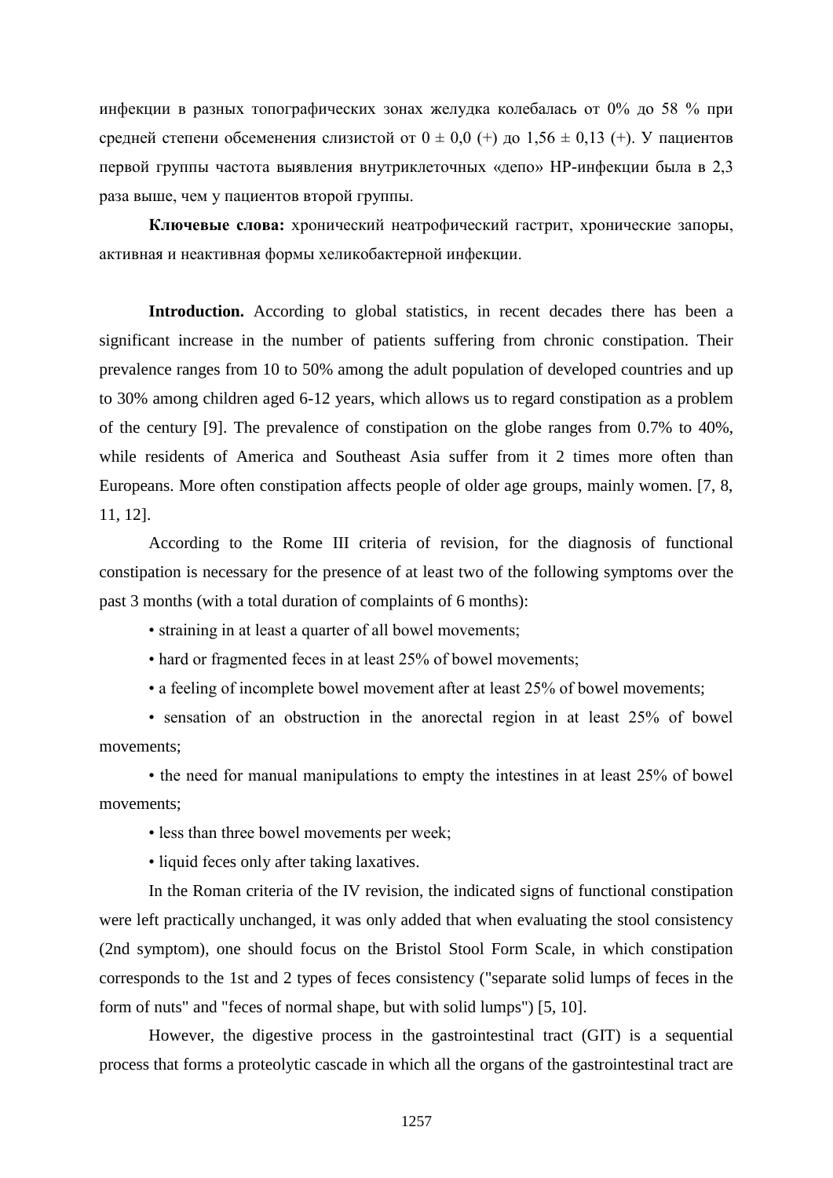инфекции в разных топографических зонах желудка колебалась от 0% до 58 % при средней степени обсеменения слизистой от 0 ± 0,0 (+) до 1,56 ± 0,13 (+). У пациентов первой группы частота выявления внутриклеточных «депо» HP-инфекции была в 2,3 раза выше, чем у пациентов второй группы.

**Ключевые слова:** хронический неатрофический гастрит, хронические запоры, активная и неактивная формы хеликобактерной инфекции.

**Introduction.** According to global statistics, in recent decades there has been a significant increase in the number of patients suffering from chronic constipation. Their prevalence ranges from 10 to 50% among the adult population of developed countries and up to 30% among children aged 6-12 years, which allows us to regard constipation as a problem of the century [9]. The prevalence of constipation on the globe ranges from 0.7% to 40%, while residents of America and Southeast Asia suffer from it 2 times more often than Europeans. More often constipation affects people of older age groups, mainly women. [7, 8, 11, 12].

According to the Rome III criteria of revision, for the diagnosis of functional constipation is necessary for the presence of at least two of the following symptoms over the past 3 months (with a total duration of complaints of 6 months):

- straining in at least a quarter of all bowel movements;
- hard or fragmented feces in at least 25% of bowel movements;
- a feeling of incomplete bowel movement after at least 25% of bowel movements;
- sensation of an obstruction in the anorectal region in at least 25% of bowel movements;
- the need for manual manipulations to empty the intestines in at least 25% of bowel movements;
- less than three bowel movements per week;
- liquid feces only after taking laxatives.

In the Roman criteria of the IV revision, the indicated signs of functional constipation were left practically unchanged, it was only added that when evaluating the stool consistency (2nd symptom), one should focus on the Bristol Stool Form Scale, in which constipation corresponds to the 1st and 2 types of feces consistency ("separate solid lumps of feces in the form of nuts" and "feces of normal shape, but with solid lumps") [5, 10].

However, the digestive process in the gastrointestinal tract (GIT) is a sequential process that forms a proteolytic cascade in which all the organs of the gastrointestinal tract are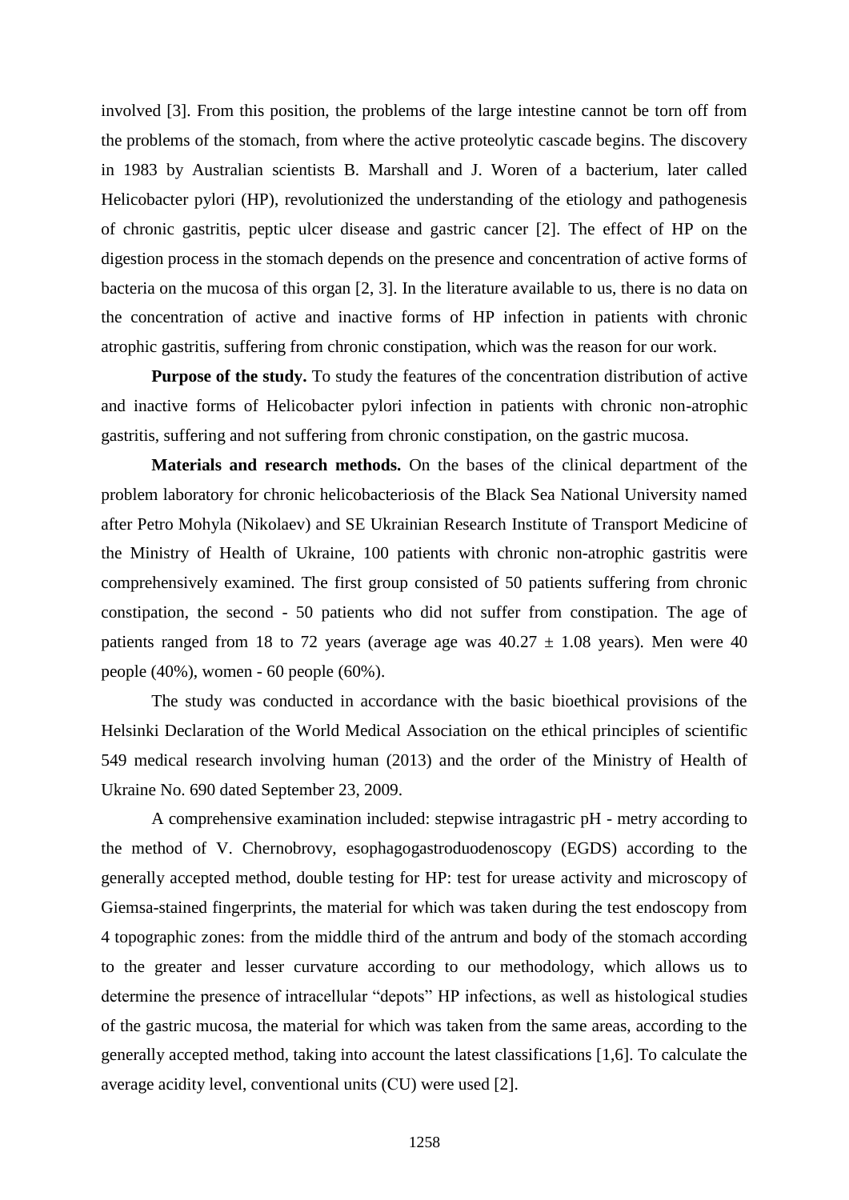involved [3]. From this position, the problems of the large intestine cannot be torn off from the problems of the stomach, from where the active proteolytic cascade begins. The discovery in 1983 by Australian scientists B. Marshall and J. Woren of a bacterium, later called Helicobacter pylori (HP), revolutionized the understanding of the etiology and pathogenesis of chronic gastritis, peptic ulcer disease and gastric cancer [2]. The effect of HP on the digestion process in the stomach depends on the presence and concentration of active forms of bacteria on the mucosa of this organ [2, 3]. In the literature available to us, there is no data on the concentration of active and inactive forms of HP infection in patients with chronic atrophic gastritis, suffering from chronic constipation, which was the reason for our work.

**Purpose of the study.** To study the features of the concentration distribution of active and inactive forms of Helicobacter pylori infection in patients with chronic non-atrophic gastritis, suffering and not suffering from chronic constipation, on the gastric mucosa.

**Materials and research methods.** On the bases of the clinical department of the problem laboratory for chronic helicobacteriosis of the Black Sea National University named after Petro Mohyla (Nikolaev) and SE Ukrainian Research Institute of Transport Medicine of the Ministry of Health of Ukraine, 100 patients with chronic non-atrophic gastritis were comprehensively examined. The first group consisted of 50 patients suffering from chronic constipation, the second - 50 patients who did not suffer from constipation. The age of patients ranged from 18 to 72 years (average age was $40.27 \pm 1.08$ years). Men were 40 people (40%), women - 60 people (60%).

The study was conducted in accordance with the basic bioethical provisions of the Helsinki Declaration of the World Medical Association on the ethical principles of scientific 549 medical research involving human (2013) and the order of the Ministry of Health of Ukraine No. 690 dated September 23, 2009.

A comprehensive examination included: stepwise intragastric pH - metry according to the method of V. Chernobrovy, esophagogastroduodenoscopy (EGDS) according to the generally accepted method, double testing for HP: test for urease activity and microscopy of Giemsa-stained fingerprints, the material for which was taken during the test endoscopy from 4 topographic zones: from the middle third of the antrum and body of the stomach according to the greater and lesser curvature according to our methodology, which allows us to determine the presence of intracellular "depots" HP infections, as well as histological studies of the gastric mucosa, the material for which was taken from the same areas, according to the generally accepted method, taking into account the latest classifications [1,6]. To calculate the average acidity level, conventional units (CU) were used [2].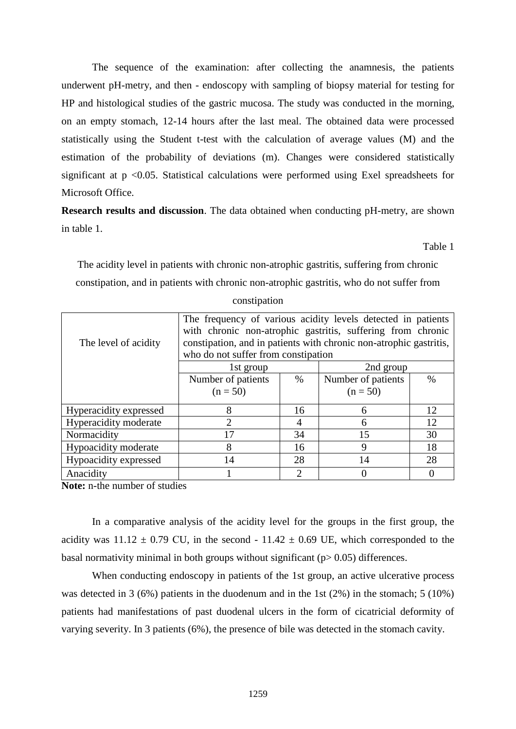The sequence of the examination: after collecting the anamnesis, the patients underwent pH-metry, and then - endoscopy with sampling of biopsy material for testing for HP and histological studies of the gastric mucosa. The study was conducted in the morning, on an empty stomach, 12-14 hours after the last meal. The obtained data were processed statistically using the Student t-test with the calculation of average values (M) and the estimation of the probability of deviations (m). Changes were considered statistically significant at $p < 0.05$. Statistical calculations were performed using Exel spreadsheets for Microsoft Office.

**Research results and discussion**. The data obtained when conducting pH-metry, are shown in table 1.

Table 1

The acidity level in patients with chronic non-atrophic gastritis, suffering from chronic constipation, and in patients with chronic non-atrophic gastritis, who do not suffer from constipation

| The level of acidity | The frequency of various acidity levels detected in patients with chronic non-atrophic gastritis, suffering from chronic constipation, and in patients with chronic non-atrophic gastritis, who do not suffer from constipation | | | |
|---|---|---|---|---|
| | 1st group | | 2nd group | |
| | Number of patients (n = 50) | % | Number of patients (n = 50) | % |
| Hyperacidity expressed | 8 | 16 | 6 | 12 |
| Hyperacidity moderate | 2 | 4 | 6 | 12 |
| Normacidity | 17 | 34 | 15 | 30 |
| Hypoacidity moderate | 8 | 16 | 9 | 18 |
| Hypoacidity expressed | 14 | 28 | 14 | 28 |
| Anacidity | 1 | 2 | 0 | 0 |

**Note:** n-the number of studies

In a comparative analysis of the acidity level for the groups in the first group, the acidity was $11.12 \pm 0.79$ CU, in the second - $11.42 \pm 0.69$ UE, which corresponded to the basal normativity minimal in both groups without significant ($p > 0.05$) differences.

When conducting endoscopy in patients of the 1st group, an active ulcerative process was detected in 3 (6%) patients in the duodenum and in the 1st (2%) in the stomach; 5 (10%) patients had manifestations of past duodenal ulcers in the form of cicatricial deformity of varying severity. In 3 patients (6%), the presence of bile was detected in the stomach cavity.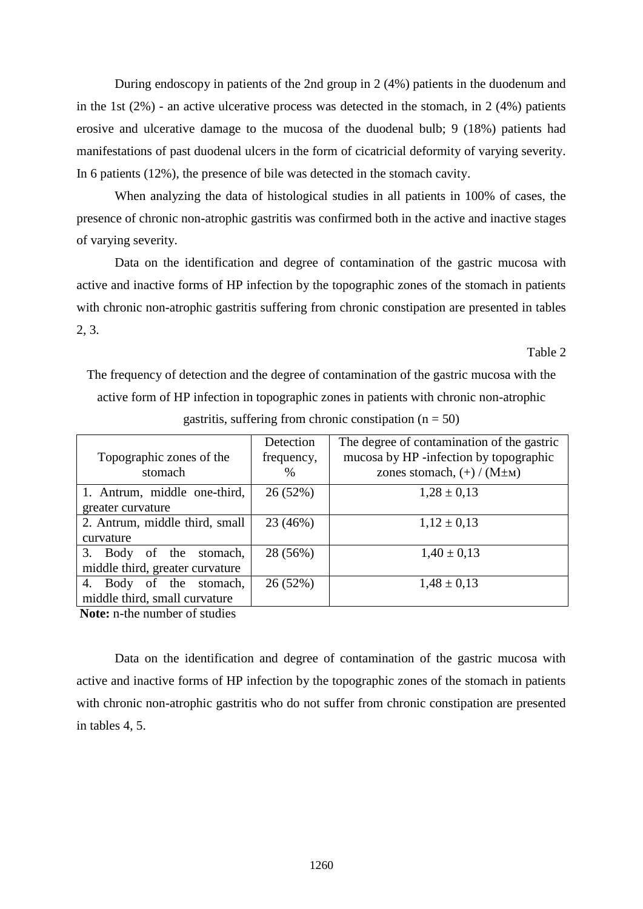During endoscopy in patients of the 2nd group in 2 (4%) patients in the duodenum and in the 1st (2%) - an active ulcerative process was detected in the stomach, in 2 (4%) patients erosive and ulcerative damage to the mucosa of the duodenal bulb; 9 (18%) patients had manifestations of past duodenal ulcers in the form of cicatricial deformity of varying severity. In 6 patients (12%), the presence of bile was detected in the stomach cavity.

When analyzing the data of histological studies in all patients in 100% of cases, the presence of chronic non-atrophic gastritis was confirmed both in the active and inactive stages of varying severity.

Data on the identification and degree of contamination of the gastric mucosa with active and inactive forms of HP infection by the topographic zones of the stomach in patients with chronic non-atrophic gastritis suffering from chronic constipation are presented in tables 2, 3.

Table 2

The frequency of detection and the degree of contamination of the gastric mucosa with the active form of HP infection in topographic zones in patients with chronic non-atrophic gastritis, suffering from chronic constipation (n = 50)

| Topographic zones of the stomach | Detection frequency, % | The degree of contamination of the gastric mucosa by HP -infection by topographic zones stomach, (+) / (M±м) |
|---|---|---|
| 1. Antrum, middle one-third, greater curvature | 26 (52%) | 1,28 ± 0,13 |
| 2. Antrum, middle third, small curvature | 23 (46%) | 1,12 ± 0,13 |
| 3. Body of the stomach, middle third, greater curvature | 28 (56%) | 1,40 ± 0,13 |
| 4. Body of the stomach, middle third, small curvature | 26 (52%) | 1,48 ± 0,13 |

**Note:** n-the number of studies

Data on the identification and degree of contamination of the gastric mucosa with active and inactive forms of HP infection by the topographic zones of the stomach in patients with chronic non-atrophic gastritis who do not suffer from chronic constipation are presented in tables 4, 5.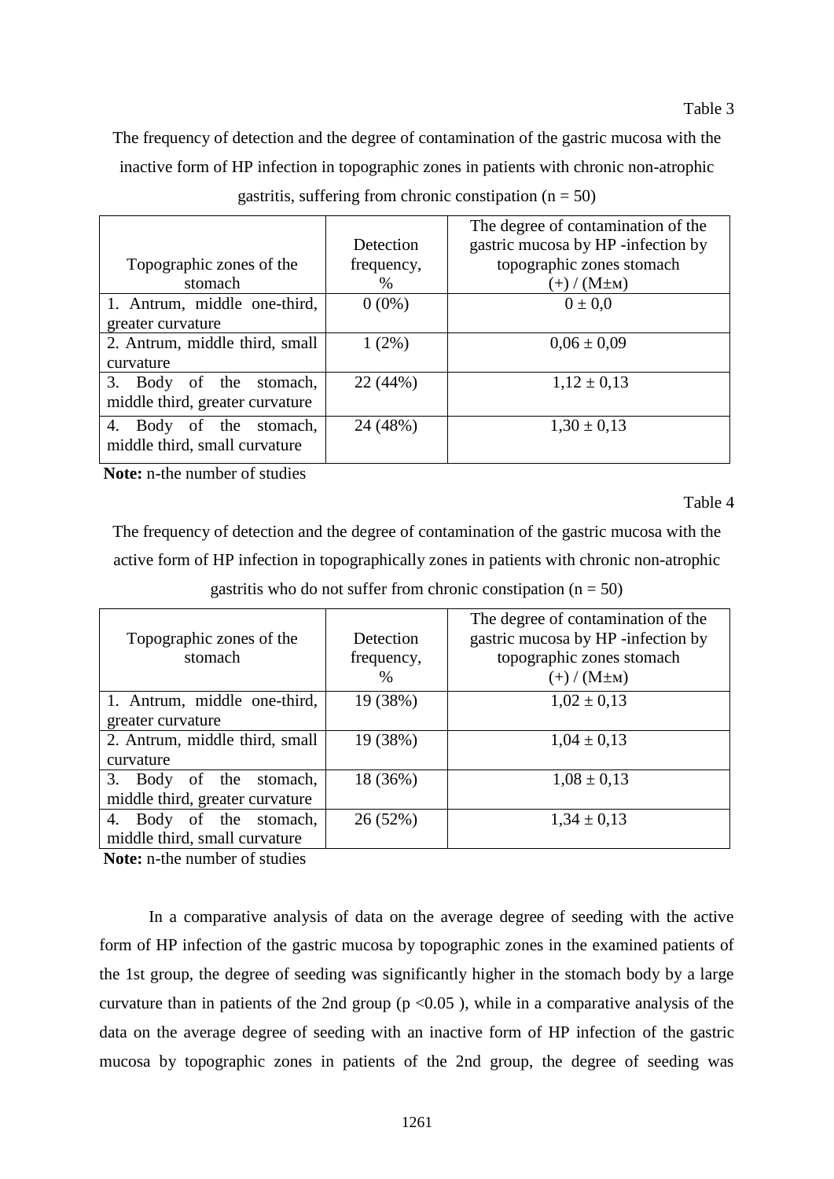Table 3

The frequency of detection and the degree of contamination of the gastric mucosa with the inactive form of HP infection in topographic zones in patients with chronic non-atrophic gastritis, suffering from chronic constipation (n = 50)

| Topographic zones of the stomach | Detection frequency, % | The degree of contamination of the gastric mucosa by HP -infection by topographic zones stomach (+) / (M±м) |
|---|---|---|
| 1. Antrum, middle one-third, greater curvature | 0 (0%) | 0 ± 0,0 |
| 2. Antrum, middle third, small curvature | 1 (2%) | 0,06 ± 0,09 |
| 3. Body of the stomach, middle third, greater curvature | 22 (44%) | 1,12 ± 0,13 |
| 4. Body of the stomach, middle third, small curvature | 24 (48%) | 1,30 ± 0,13 |

**Note:** n-the number of studies

Table 4

The frequency of detection and the degree of contamination of the gastric mucosa with the active form of HP infection in topographically zones in patients with chronic non-atrophic gastritis who do not suffer from chronic constipation (n = 50)

| Topographic zones of the stomach | Detection frequency, % | The degree of contamination of the gastric mucosa by HP -infection by topographic zones stomach (+) / (M±м) |
|---|---|---|
| 1. Antrum, middle one-third, greater curvature | 19 (38%) | 1,02 ± 0,13 |
| 2. Antrum, middle third, small curvature | 19 (38%) | 1,04 ± 0,13 |
| 3. Body of the stomach, middle third, greater curvature | 18 (36%) | 1,08 ± 0,13 |
| 4. Body of the stomach, middle third, small curvature | 26 (52%) | 1,34 ± 0,13 |

**Note:** n-the number of studies

In a comparative analysis of data on the average degree of seeding with the active form of HP infection of the gastric mucosa by topographic zones in the examined patients of the 1st group, the degree of seeding was significantly higher in the stomach body by a large curvature than in patients of the 2nd group ($p < 0.05$ ), while in a comparative analysis of the data on the average degree of seeding with an inactive form of HP infection of the gastric mucosa by topographic zones in patients of the 2nd group, the degree of seeding was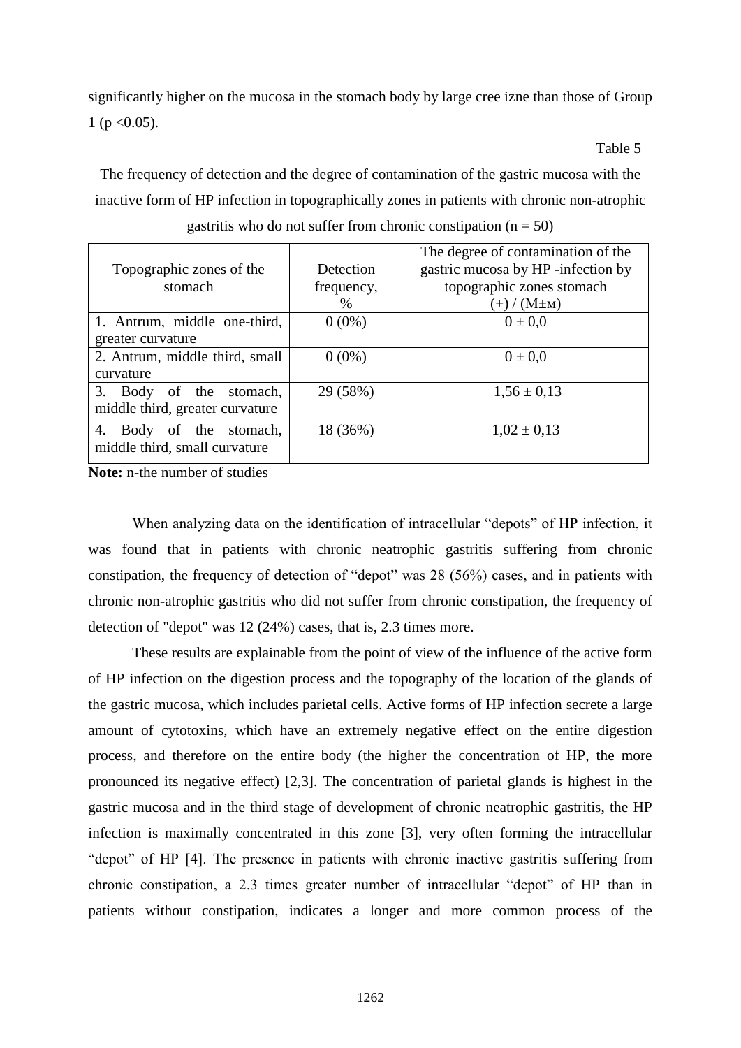significantly higher on the mucosa in the stomach body by large cree izne than those of Group 1 ($p < 0.05$).

Table 5

The frequency of detection and the degree of contamination of the gastric mucosa with the inactive form of HP infection in topographically zones in patients with chronic non-atrophic gastritis who do not suffer from chronic constipation (n = 50)

| Topographic zones of the stomach | Detection frequency, % | The degree of contamination of the gastric mucosa by HP -infection by topographic zones stomach (+) / (M±м) |
|---|---|---|
| 1. Antrum, middle one-third, greater curvature | 0 (0%) | 0 ± 0,0 |
| 2. Antrum, middle third, small curvature | 0 (0%) | 0 ± 0,0 |
| 3. Body of the stomach, middle third, greater curvature | 29 (58%) | 1,56 ± 0,13 |
| 4. Body of the stomach, middle third, small curvature | 18 (36%) | 1,02 ± 0,13 |

**Note:** n-the number of studies

When analyzing data on the identification of intracellular "depots" of HP infection, it was found that in patients with chronic neatrophic gastritis suffering from chronic constipation, the frequency of detection of "depot" was 28 (56%) cases, and in patients with chronic non-atrophic gastritis who did not suffer from chronic constipation, the frequency of detection of "depot" was 12 (24%) cases, that is, 2.3 times more.

These results are explainable from the point of view of the influence of the active form of HP infection on the digestion process and the topography of the location of the glands of the gastric mucosa, which includes parietal cells. Active forms of HP infection secrete a large amount of cytotoxins, which have an extremely negative effect on the entire digestion process, and therefore on the entire body (the higher the concentration of HP, the more pronounced its negative effect) [2,3]. The concentration of parietal glands is highest in the gastric mucosa and in the third stage of development of chronic neatrophic gastritis, the HP infection is maximally concentrated in this zone [3], very often forming the intracellular "depot" of HP [4]. The presence in patients with chronic inactive gastritis suffering from chronic constipation, a 2.3 times greater number of intracellular "depot" of HP than in patients without constipation, indicates a longer and more common process of the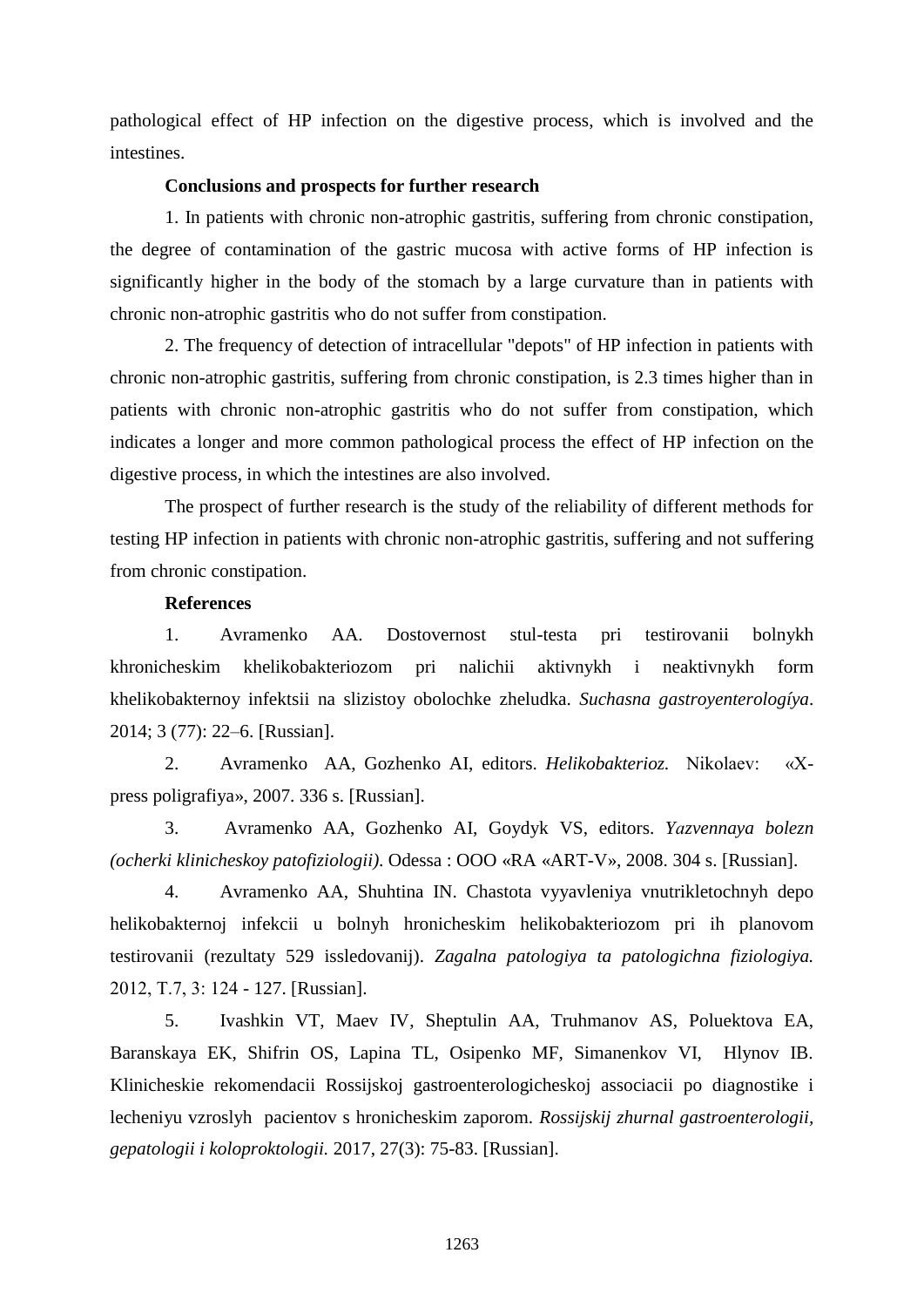pathological effect of HP infection on the digestive process, which is involved and the intestines.

**Conclusions and prospects for further research**

1. In patients with chronic non-atrophic gastritis, suffering from chronic constipation, the degree of contamination of the gastric mucosa with active forms of HP infection is significantly higher in the body of the stomach by a large curvature than in patients with chronic non-atrophic gastritis who do not suffer from constipation.

2. The frequency of detection of intracellular "depots" of HP infection in patients with chronic non-atrophic gastritis, suffering from chronic constipation, is 2.3 times higher than in patients with chronic non-atrophic gastritis who do not suffer from constipation, which indicates a longer and more common pathological process the effect of HP infection on the digestive process, in which the intestines are also involved.

The prospect of further research is the study of the reliability of different methods for testing HP infection in patients with chronic non-atrophic gastritis, suffering and not suffering from chronic constipation.

**References**

1. Avramenko AA. Dostovernost stul-testa pri testirovanii bolnykh khronicheskim khelikobakteriozom pri nalichii aktivnykh i neaktivnykh form khelikobakternoy infektsii na slizistoy obolochke zheludka. *Suchasna gastroyenterologíya*. 2014; 3 (77): 22–6. [Russian].

2. Avramenko AA, Gozhenko AI, editors. *Helikobakterioz.* Nikolaev: «X-press poligrafiya», 2007. 336 s. [Russian].

3. Avramenko AA, Gozhenko AI, Goydyk VS, editors. *Yazvennaya bolezn (ocherki klinicheskoy patofiziologii)*. Odessa : OOO «RA «ART-V», 2008. 304 s. [Russian].

4. Avramenko AA, Shuhtina IN. Chastota vyyavleniya vnutrikletochnyh depo helikobakternoj infekcii u bolnyh hronicheskim helikobakteriozom pri ih planovom testirovanii (rezultaty 529 issledovanij). *Zagalna patologiya ta patologichna fiziologiya.* 2012, T.7, 3: 124 - 127. [Russian].

5. Ivashkin VT, Maev IV, Sheptulin AA, Truhmanov AS, Poluektova EA, Baranskaya EK, Shifrin OS, Lapina TL, Osipenko MF, Simanenkov VI, Hlynov IB. Klinicheskie rekomendacii Rossijskoj gastroenterologicheskoj associacii po diagnostike i lecheniyu vzroslyh pacientov s hronicheskim zaporom. *Rossijskij zhurnal gastroenterologii, gepatologii i koloproktologii.* 2017, 27(3): 75-83. [Russian].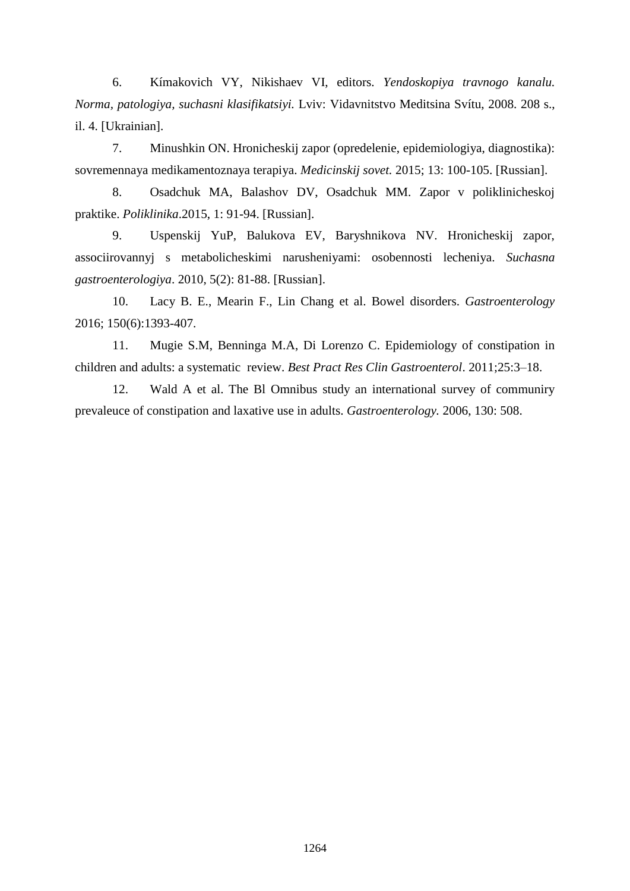6. Kímakovich VY, Nikishaev VI, editors. *Yendoskopiya travnogo kanalu. Norma, patologiya, suchasni klasifikatsiyi.* Lviv: Vidavnitstvo Meditsina Svítu, 2008. 208 s., il. 4. [Ukrainian].

7. Minushkin ON. Hronicheskij zapor (opredelenie, epidemiologiya, diagnostika): sovremennaya medikamentoznaya terapiya. *Medicinskij sovet.* 2015; 13: 100-105. [Russian].

8. Osadchuk MA, Balashov DV, Osadchuk MM. Zapor v poliklinicheskoj praktike. *Poliklinika*.2015, 1: 91-94. [Russian].

9. Uspenskij YuP, Balukova EV, Baryshnikova NV. Hronicheskij zapor, associirovannyj s metabolicheskimi narusheniyami: osobennosti lecheniya. *Suchasna gastroenterologiya*. 2010, 5(2): 81-88. [Russian].

10. Lacy B. E., Mearin F., Lin Chang et al. Bowel disorders. *Gastroenterology* 2016; 150(6):1393-407.

11. Mugie S.M, Benninga M.A, Di Lorenzo C. Epidemiology of constipation in children and adults: a systematic review. *Best Pract Res Clin Gastroenterol*. 2011;25:3–18.

12. Wald A et al. The Bl Omnibus study an international survey of communiry prevaleuce of constipation and laxative use in adults. *Gastroenterology.* 2006, 130: 508.